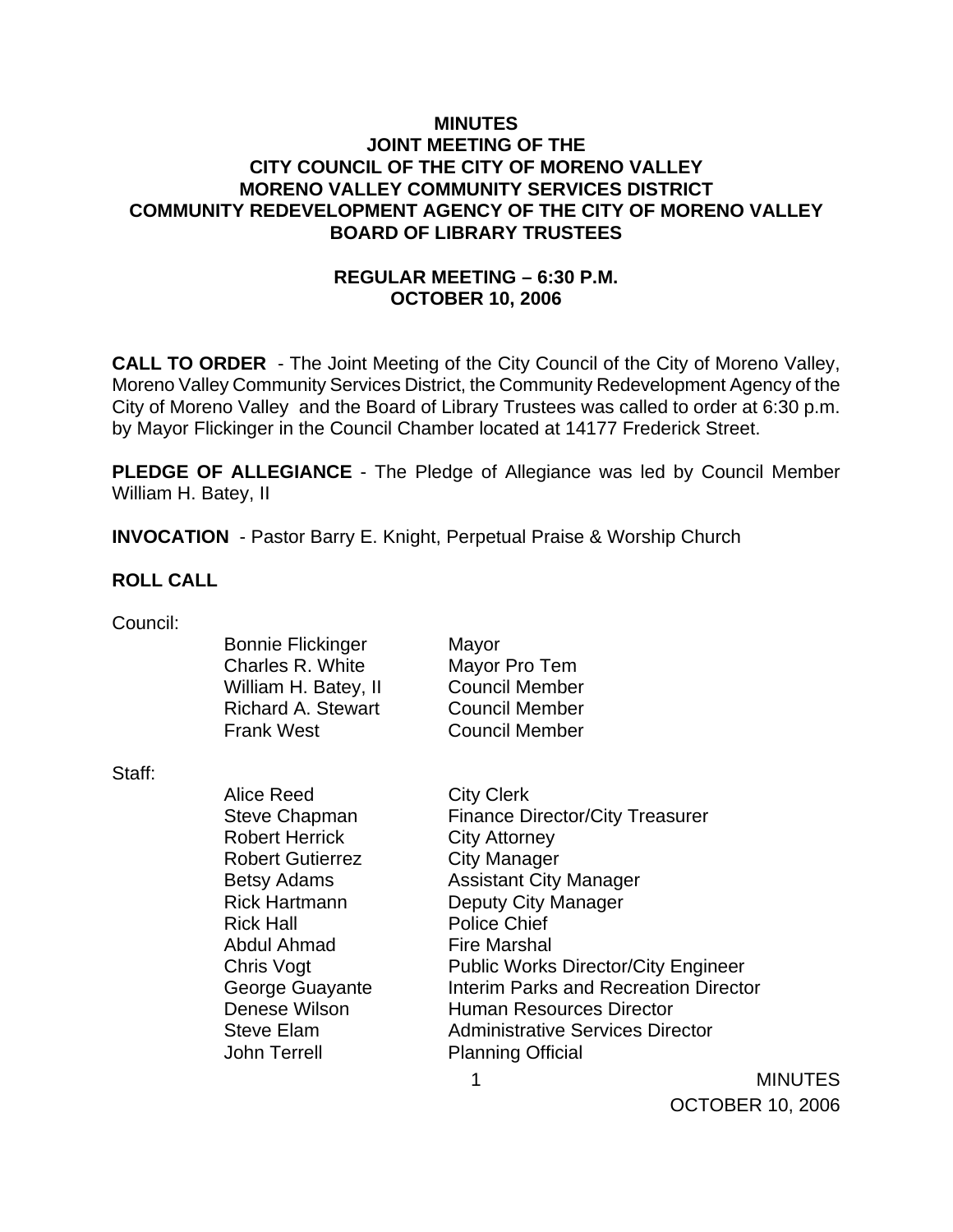# MINUTES
## JOINT MEETING OF THE
## CITY COUNCIL OF THE CITY OF MORENO VALLEY
## MORENO VALLEY COMMUNITY SERVICES DISTRICT
## COMMUNITY REDEVELOPMENT AGENCY OF THE CITY OF MORENO VALLEY
## BOARD OF LIBRARY TRUSTEES

### REGULAR MEETING – 6:30 P.M.
### OCTOBER 10, 2006

**CALL TO ORDER** - The Joint Meeting of the City Council of the City of Moreno Valley, Moreno Valley Community Services District, the Community Redevelopment Agency of the City of Moreno Valley and the Board of Library Trustees was called to order at 6:30 p.m. by Mayor Flickinger in the Council Chamber located at 14177 Frederick Street.

**PLEDGE OF ALLEGIANCE** - The Pledge of Allegiance was led by Council Member William H. Batey, II

**INVOCATION** - Pastor Barry E. Knight, Perpetual Praise & Worship Church

**ROLL CALL**

Council:

| | |
|---|---|
| Bonnie Flickinger | Mayor |
| Charles R. White | Mayor Pro Tem |
| William H. Batey, II | Council Member |
| Richard A. Stewart | Council Member |
| Frank West | Council Member |

Staff:

| | |
|---|---|
| Alice Reed | City Clerk |
| Steve Chapman | Finance Director/City Treasurer |
| Robert Herrick | City Attorney |
| Robert Gutierrez | City Manager |
| Betsy Adams | Assistant City Manager |
| Rick Hartmann | Deputy City Manager |
| Rick Hall | Police Chief |
| Abdul Ahmad | Fire Marshal |
| Chris Vogt | Public Works Director/City Engineer |
| George Guayante | Interim Parks and Recreation Director |
| Denese Wilson | Human Resources Director |
| Steve Elam | Administrative Services Director |
| John Terrell | Planning Official |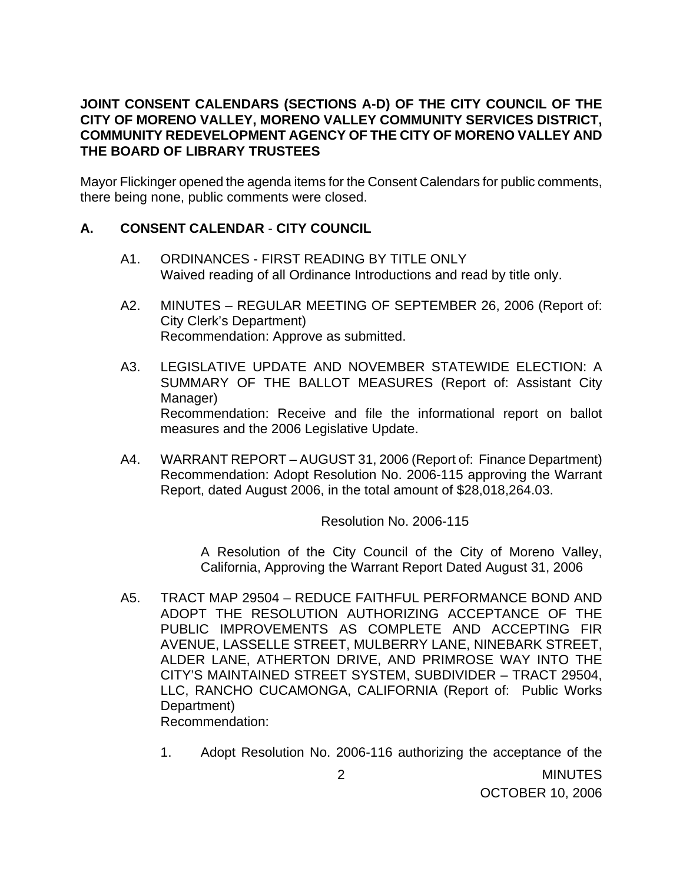**JOINT CONSENT CALENDARS (SECTIONS A-D) OF THE CITY COUNCIL OF THE CITY OF MORENO VALLEY, MORENO VALLEY COMMUNITY SERVICES DISTRICT, COMMUNITY REDEVELOPMENT AGENCY OF THE CITY OF MORENO VALLEY AND THE BOARD OF LIBRARY TRUSTEES**

Mayor Flickinger opened the agenda items for the Consent Calendars for public comments, there being none, public comments were closed.

## A. CONSENT CALENDAR - CITY COUNCIL

A1. ORDINANCES - FIRST READING BY TITLE ONLY
Waived reading of all Ordinance Introductions and read by title only.

A2. MINUTES – REGULAR MEETING OF SEPTEMBER 26, 2006 (Report of: City Clerk's Department)
Recommendation: Approve as submitted.

A3. LEGISLATIVE UPDATE AND NOVEMBER STATEWIDE ELECTION: A SUMMARY OF THE BALLOT MEASURES (Report of: Assistant City Manager)
Recommendation: Receive and file the informational report on ballot measures and the 2006 Legislative Update.

A4. WARRANT REPORT – AUGUST 31, 2006 (Report of: Finance Department)
Recommendation: Adopt Resolution No. 2006-115 approving the Warrant Report, dated August 2006, in the total amount of $28,018,264.03.

Resolution No. 2006-115

A Resolution of the City Council of the City of Moreno Valley, California, Approving the Warrant Report Dated August 31, 2006

A5. TRACT MAP 29504 – REDUCE FAITHFUL PERFORMANCE BOND AND ADOPT THE RESOLUTION AUTHORIZING ACCEPTANCE OF THE PUBLIC IMPROVEMENTS AS COMPLETE AND ACCEPTING FIR AVENUE, LASSELLE STREET, MULBERRY LANE, NINEBARK STREET, ALDER LANE, ATHERTON DRIVE, AND PRIMROSE WAY INTO THE CITY'S MAINTAINED STREET SYSTEM, SUBDIVIDER – TRACT 29504, LLC, RANCHO CUCAMONGA, CALIFORNIA (Report of: Public Works Department)
Recommendation:

1. Adopt Resolution No. 2006-116 authorizing the acceptance of the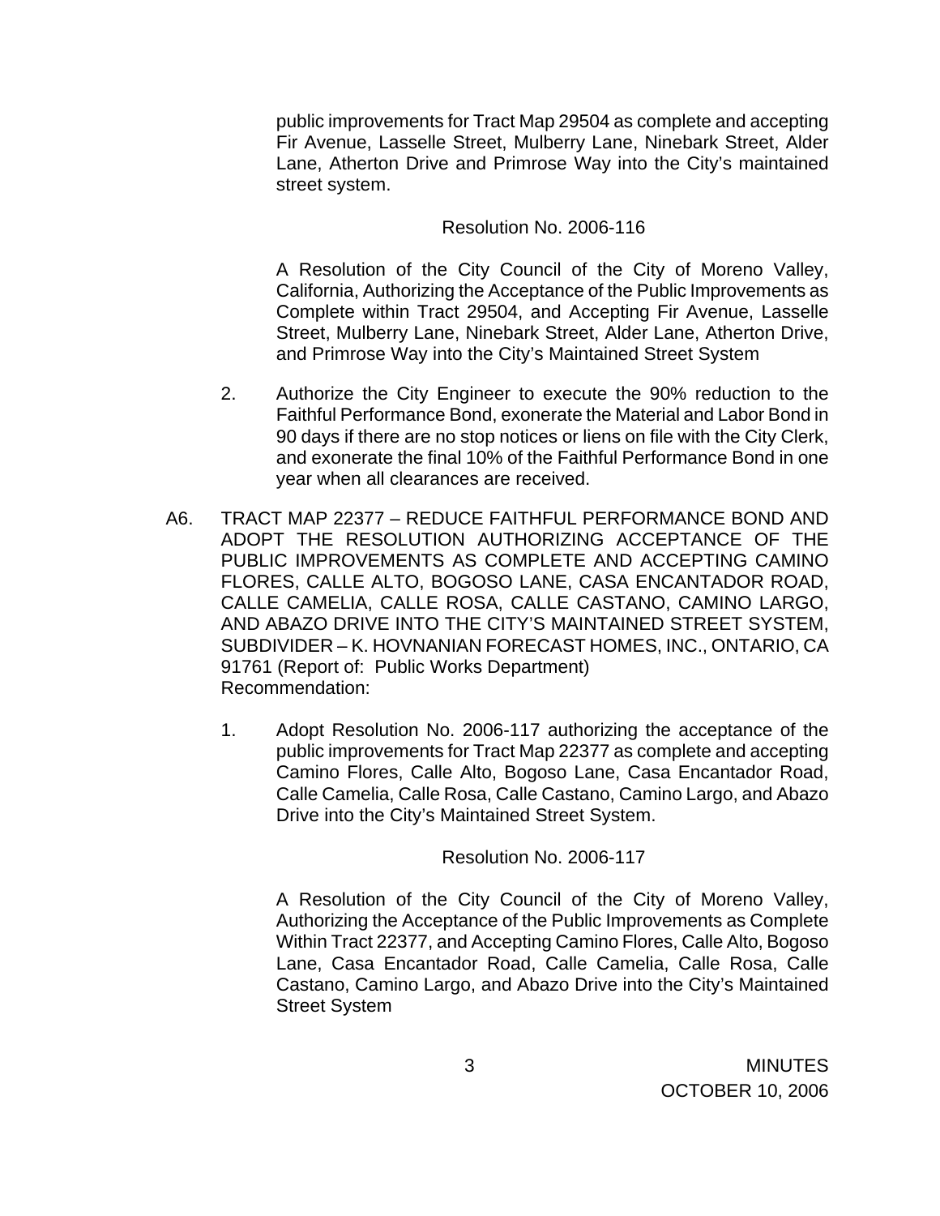public improvements for Tract Map 29504 as complete and accepting Fir Avenue, Lasselle Street, Mulberry Lane, Ninebark Street, Alder Lane, Atherton Drive and Primrose Way into the City's maintained street system.

Resolution No. 2006-116

A Resolution of the City Council of the City of Moreno Valley, California, Authorizing the Acceptance of the Public Improvements as Complete within Tract 29504, and Accepting Fir Avenue, Lasselle Street, Mulberry Lane, Ninebark Street, Alder Lane, Atherton Drive, and Primrose Way into the City's Maintained Street System

2. Authorize the City Engineer to execute the 90% reduction to the Faithful Performance Bond, exonerate the Material and Labor Bond in 90 days if there are no stop notices or liens on file with the City Clerk, and exonerate the final 10% of the Faithful Performance Bond in one year when all clearances are received.

A6. TRACT MAP 22377 – REDUCE FAITHFUL PERFORMANCE BOND AND ADOPT THE RESOLUTION AUTHORIZING ACCEPTANCE OF THE PUBLIC IMPROVEMENTS AS COMPLETE AND ACCEPTING CAMINO FLORES, CALLE ALTO, BOGOSO LANE, CASA ENCANTADOR ROAD, CALLE CAMELIA, CALLE ROSA, CALLE CASTANO, CAMINO LARGO, AND ABAZO DRIVE INTO THE CITY'S MAINTAINED STREET SYSTEM, SUBDIVIDER – K. HOVNANIAN FORECAST HOMES, INC., ONTARIO, CA 91761 (Report of: Public Works Department)
Recommendation:

1. Adopt Resolution No. 2006-117 authorizing the acceptance of the public improvements for Tract Map 22377 as complete and accepting Camino Flores, Calle Alto, Bogoso Lane, Casa Encantador Road, Calle Camelia, Calle Rosa, Calle Castano, Camino Largo, and Abazo Drive into the City's Maintained Street System.

Resolution No. 2006-117

A Resolution of the City Council of the City of Moreno Valley, Authorizing the Acceptance of the Public Improvements as Complete Within Tract 22377, and Accepting Camino Flores, Calle Alto, Bogoso Lane, Casa Encantador Road, Calle Camelia, Calle Rosa, Calle Castano, Camino Largo, and Abazo Drive into the City's Maintained Street System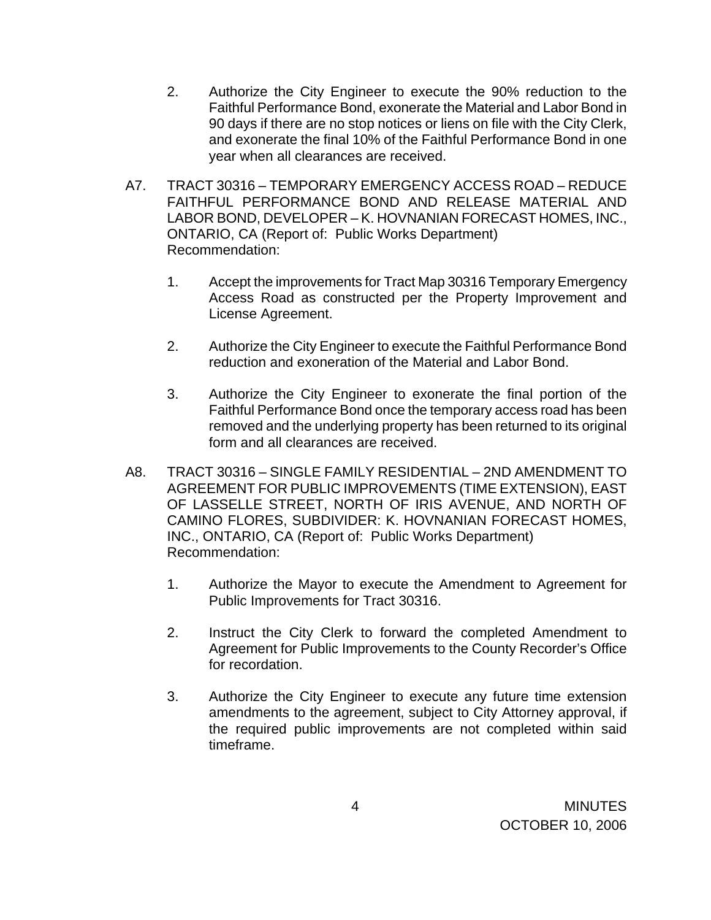2. Authorize the City Engineer to execute the 90% reduction to the Faithful Performance Bond, exonerate the Material and Labor Bond in 90 days if there are no stop notices or liens on file with the City Clerk, and exonerate the final 10% of the Faithful Performance Bond in one year when all clearances are received.

A7. TRACT 30316 – TEMPORARY EMERGENCY ACCESS ROAD – REDUCE FAITHFUL PERFORMANCE BOND AND RELEASE MATERIAL AND LABOR BOND, DEVELOPER – K. HOVNANIAN FORECAST HOMES, INC., ONTARIO, CA (Report of: Public Works Department)
Recommendation:

1. Accept the improvements for Tract Map 30316 Temporary Emergency Access Road as constructed per the Property Improvement and License Agreement.

2. Authorize the City Engineer to execute the Faithful Performance Bond reduction and exoneration of the Material and Labor Bond.

3. Authorize the City Engineer to exonerate the final portion of the Faithful Performance Bond once the temporary access road has been removed and the underlying property has been returned to its original form and all clearances are received.

A8. TRACT 30316 – SINGLE FAMILY RESIDENTIAL – 2ND AMENDMENT TO AGREEMENT FOR PUBLIC IMPROVEMENTS (TIME EXTENSION), EAST OF LASSELLE STREET, NORTH OF IRIS AVENUE, AND NORTH OF CAMINO FLORES, SUBDIVIDER: K. HOVNANIAN FORECAST HOMES, INC., ONTARIO, CA (Report of: Public Works Department)
Recommendation:

1. Authorize the Mayor to execute the Amendment to Agreement for Public Improvements for Tract 30316.

2. Instruct the City Clerk to forward the completed Amendment to Agreement for Public Improvements to the County Recorder's Office for recordation.

3. Authorize the City Engineer to execute any future time extension amendments to the agreement, subject to City Attorney approval, if the required public improvements are not completed within said timeframe.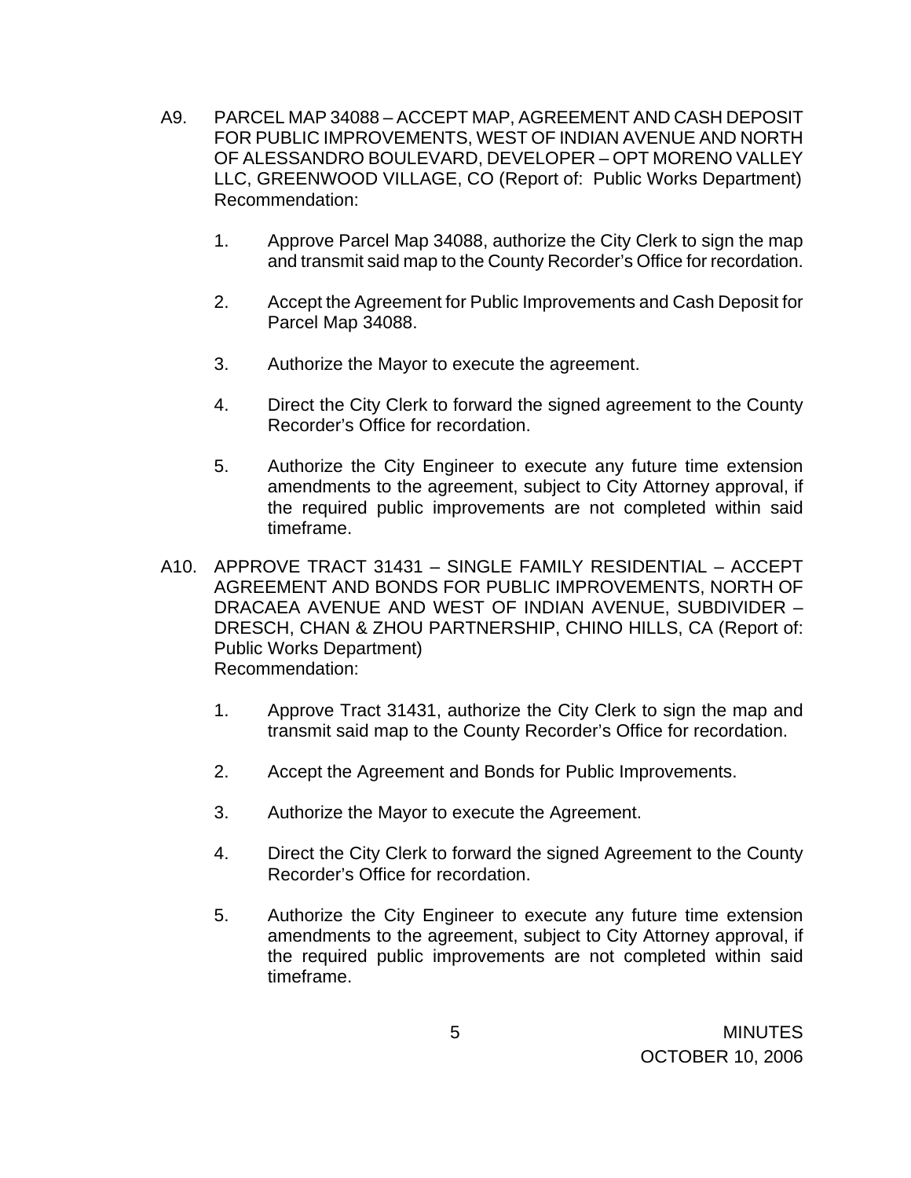A9. PARCEL MAP 34088 – ACCEPT MAP, AGREEMENT AND CASH DEPOSIT FOR PUBLIC IMPROVEMENTS, WEST OF INDIAN AVENUE AND NORTH OF ALESSANDRO BOULEVARD, DEVELOPER – OPT MORENO VALLEY LLC, GREENWOOD VILLAGE, CO (Report of: Public Works Department)
Recommendation:

1. Approve Parcel Map 34088, authorize the City Clerk to sign the map and transmit said map to the County Recorder's Office for recordation.

2. Accept the Agreement for Public Improvements and Cash Deposit for Parcel Map 34088.

3. Authorize the Mayor to execute the agreement.

4. Direct the City Clerk to forward the signed agreement to the County Recorder's Office for recordation.

5. Authorize the City Engineer to execute any future time extension amendments to the agreement, subject to City Attorney approval, if the required public improvements are not completed within said timeframe.

A10. APPROVE TRACT 31431 – SINGLE FAMILY RESIDENTIAL – ACCEPT AGREEMENT AND BONDS FOR PUBLIC IMPROVEMENTS, NORTH OF DRACAEA AVENUE AND WEST OF INDIAN AVENUE, SUBDIVIDER – DRESCH, CHAN & ZHOU PARTNERSHIP, CHINO HILLS, CA (Report of: Public Works Department)
Recommendation:

1. Approve Tract 31431, authorize the City Clerk to sign the map and transmit said map to the County Recorder's Office for recordation.

2. Accept the Agreement and Bonds for Public Improvements.

3. Authorize the Mayor to execute the Agreement.

4. Direct the City Clerk to forward the signed Agreement to the County Recorder's Office for recordation.

5. Authorize the City Engineer to execute any future time extension amendments to the agreement, subject to City Attorney approval, if the required public improvements are not completed within said timeframe.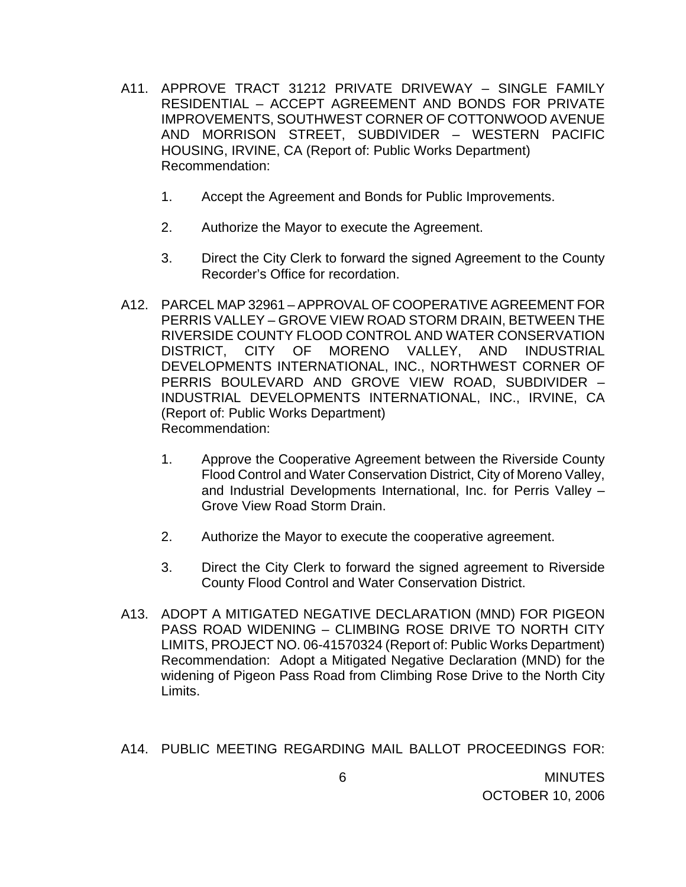A11. APPROVE TRACT 31212 PRIVATE DRIVEWAY – SINGLE FAMILY RESIDENTIAL – ACCEPT AGREEMENT AND BONDS FOR PRIVATE IMPROVEMENTS, SOUTHWEST CORNER OF COTTONWOOD AVENUE AND MORRISON STREET, SUBDIVIDER – WESTERN PACIFIC HOUSING, IRVINE, CA (Report of: Public Works Department)
Recommendation:

1. Accept the Agreement and Bonds for Public Improvements.

2. Authorize the Mayor to execute the Agreement.

3. Direct the City Clerk to forward the signed Agreement to the County Recorder's Office for recordation.

A12. PARCEL MAP 32961 – APPROVAL OF COOPERATIVE AGREEMENT FOR PERRIS VALLEY – GROVE VIEW ROAD STORM DRAIN, BETWEEN THE RIVERSIDE COUNTY FLOOD CONTROL AND WATER CONSERVATION DISTRICT, CITY OF MORENO VALLEY, AND INDUSTRIAL DEVELOPMENTS INTERNATIONAL, INC., NORTHWEST CORNER OF PERRIS BOULEVARD AND GROVE VIEW ROAD, SUBDIVIDER – INDUSTRIAL DEVELOPMENTS INTERNATIONAL, INC., IRVINE, CA (Report of: Public Works Department)
Recommendation:

1. Approve the Cooperative Agreement between the Riverside County Flood Control and Water Conservation District, City of Moreno Valley, and Industrial Developments International, Inc. for Perris Valley – Grove View Road Storm Drain.

2. Authorize the Mayor to execute the cooperative agreement.

3. Direct the City Clerk to forward the signed agreement to Riverside County Flood Control and Water Conservation District.

A13. ADOPT A MITIGATED NEGATIVE DECLARATION (MND) FOR PIGEON PASS ROAD WIDENING – CLIMBING ROSE DRIVE TO NORTH CITY LIMITS, PROJECT NO. 06-41570324 (Report of: Public Works Department)
Recommendation: Adopt a Mitigated Negative Declaration (MND) for the widening of Pigeon Pass Road from Climbing Rose Drive to the North City Limits.

A14. PUBLIC MEETING REGARDING MAIL BALLOT PROCEEDINGS FOR: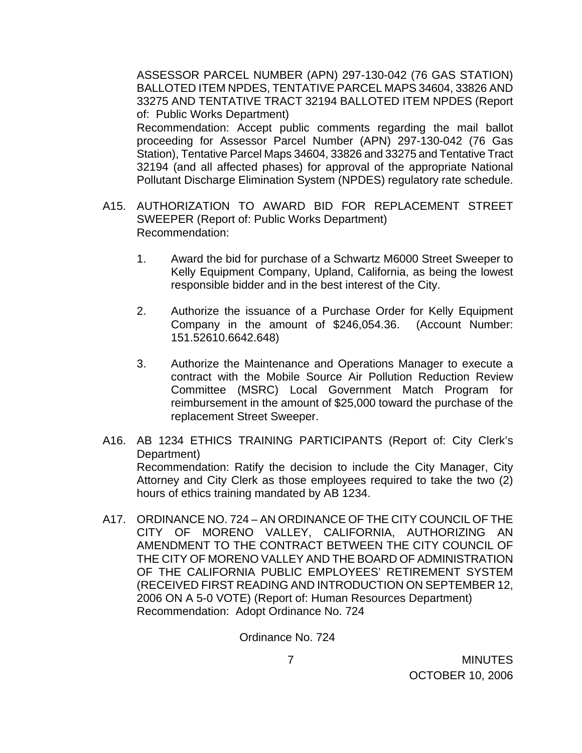ASSESSOR PARCEL NUMBER (APN) 297-130-042 (76 GAS STATION) BALLOTED ITEM NPDES, TENTATIVE PARCEL MAPS 34604, 33826 AND 33275 AND TENTATIVE TRACT 32194 BALLOTED ITEM NPDES (Report of: Public Works Department)

Recommendation: Accept public comments regarding the mail ballot proceeding for Assessor Parcel Number (APN) 297-130-042 (76 Gas Station), Tentative Parcel Maps 34604, 33826 and 33275 and Tentative Tract 32194 (and all affected phases) for approval of the appropriate National Pollutant Discharge Elimination System (NPDES) regulatory rate schedule.

A15. AUTHORIZATION TO AWARD BID FOR REPLACEMENT STREET SWEEPER (Report of: Public Works Department)
Recommendation:

1. Award the bid for purchase of a Schwartz M6000 Street Sweeper to Kelly Equipment Company, Upland, California, as being the lowest responsible bidder and in the best interest of the City.

2. Authorize the issuance of a Purchase Order for Kelly Equipment Company in the amount of $246,054.36. (Account Number: 151.52610.6642.648)

3. Authorize the Maintenance and Operations Manager to execute a contract with the Mobile Source Air Pollution Reduction Review Committee (MSRC) Local Government Match Program for reimbursement in the amount of $25,000 toward the purchase of the replacement Street Sweeper.

A16. AB 1234 ETHICS TRAINING PARTICIPANTS (Report of: City Clerk's Department)
Recommendation: Ratify the decision to include the City Manager, City Attorney and City Clerk as those employees required to take the two (2) hours of ethics training mandated by AB 1234.

A17. ORDINANCE NO. 724 – AN ORDINANCE OF THE CITY COUNCIL OF THE CITY OF MORENO VALLEY, CALIFORNIA, AUTHORIZING AN AMENDMENT TO THE CONTRACT BETWEEN THE CITY COUNCIL OF THE CITY OF MORENO VALLEY AND THE BOARD OF ADMINISTRATION OF THE CALIFORNIA PUBLIC EMPLOYEES' RETIREMENT SYSTEM (RECEIVED FIRST READING AND INTRODUCTION ON SEPTEMBER 12, 2006 ON A 5-0 VOTE) (Report of: Human Resources Department)
Recommendation: Adopt Ordinance No. 724

Ordinance No. 724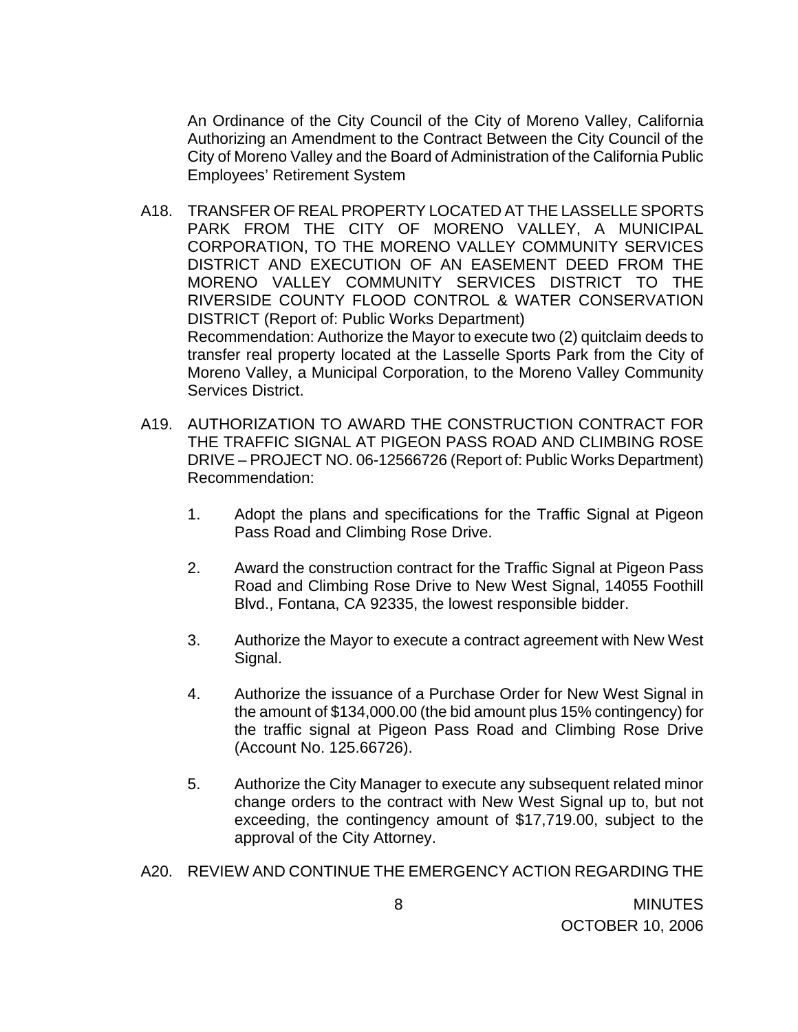An Ordinance of the City Council of the City of Moreno Valley, California Authorizing an Amendment to the Contract Between the City Council of the City of Moreno Valley and the Board of Administration of the California Public Employees' Retirement System

A18. TRANSFER OF REAL PROPERTY LOCATED AT THE LASSELLE SPORTS PARK FROM THE CITY OF MORENO VALLEY, A MUNICIPAL CORPORATION, TO THE MORENO VALLEY COMMUNITY SERVICES DISTRICT AND EXECUTION OF AN EASEMENT DEED FROM THE MORENO VALLEY COMMUNITY SERVICES DISTRICT TO THE RIVERSIDE COUNTY FLOOD CONTROL & WATER CONSERVATION DISTRICT (Report of: Public Works Department)
Recommendation: Authorize the Mayor to execute two (2) quitclaim deeds to transfer real property located at the Lasselle Sports Park from the City of Moreno Valley, a Municipal Corporation, to the Moreno Valley Community Services District.

A19. AUTHORIZATION TO AWARD THE CONSTRUCTION CONTRACT FOR THE TRAFFIC SIGNAL AT PIGEON PASS ROAD AND CLIMBING ROSE DRIVE – PROJECT NO. 06-12566726 (Report of: Public Works Department)
Recommendation:

1. Adopt the plans and specifications for the Traffic Signal at Pigeon Pass Road and Climbing Rose Drive.

2. Award the construction contract for the Traffic Signal at Pigeon Pass Road and Climbing Rose Drive to New West Signal, 14055 Foothill Blvd., Fontana, CA 92335, the lowest responsible bidder.

3. Authorize the Mayor to execute a contract agreement with New West Signal.

4. Authorize the issuance of a Purchase Order for New West Signal in the amount of $134,000.00 (the bid amount plus 15% contingency) for the traffic signal at Pigeon Pass Road and Climbing Rose Drive (Account No. 125.66726).

5. Authorize the City Manager to execute any subsequent related minor change orders to the contract with New West Signal up to, but not exceeding, the contingency amount of $17,719.00, subject to the approval of the City Attorney.

A20. REVIEW AND CONTINUE THE EMERGENCY ACTION REGARDING THE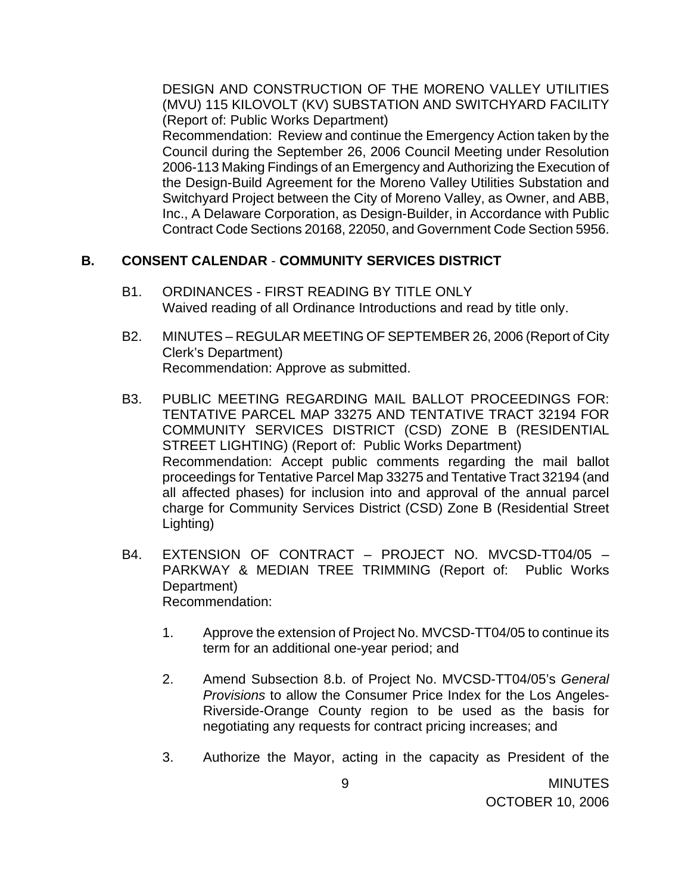DESIGN AND CONSTRUCTION OF THE MORENO VALLEY UTILITIES (MVU) 115 KILOVOLT (KV) SUBSTATION AND SWITCHYARD FACILITY (Report of: Public Works Department)
Recommendation: Review and continue the Emergency Action taken by the Council during the September 26, 2006 Council Meeting under Resolution 2006-113 Making Findings of an Emergency and Authorizing the Execution of the Design-Build Agreement for the Moreno Valley Utilities Substation and Switchyard Project between the City of Moreno Valley, as Owner, and ABB, Inc., A Delaware Corporation, as Design-Builder, in Accordance with Public Contract Code Sections 20168, 22050, and Government Code Section 5956.

## B. CONSENT CALENDAR - COMMUNITY SERVICES DISTRICT

B1. ORDINANCES - FIRST READING BY TITLE ONLY
Waived reading of all Ordinance Introductions and read by title only.

B2. MINUTES – REGULAR MEETING OF SEPTEMBER 26, 2006 (Report of City Clerk's Department)
Recommendation: Approve as submitted.

B3. PUBLIC MEETING REGARDING MAIL BALLOT PROCEEDINGS FOR: TENTATIVE PARCEL MAP 33275 AND TENTATIVE TRACT 32194 FOR COMMUNITY SERVICES DISTRICT (CSD) ZONE B (RESIDENTIAL STREET LIGHTING) (Report of: Public Works Department)
Recommendation: Accept public comments regarding the mail ballot proceedings for Tentative Parcel Map 33275 and Tentative Tract 32194 (and all affected phases) for inclusion into and approval of the annual parcel charge for Community Services District (CSD) Zone B (Residential Street Lighting)

B4. EXTENSION OF CONTRACT – PROJECT NO. MVCSD-TT04/05 – PARKWAY & MEDIAN TREE TRIMMING (Report of: Public Works Department)
Recommendation:

1. Approve the extension of Project No. MVCSD-TT04/05 to continue its term for an additional one-year period; and

2. Amend Subsection 8.b. of Project No. MVCSD-TT04/05's *General Provisions* to allow the Consumer Price Index for the Los Angeles-Riverside-Orange County region to be used as the basis for negotiating any requests for contract pricing increases; and

3. Authorize the Mayor, acting in the capacity as President of the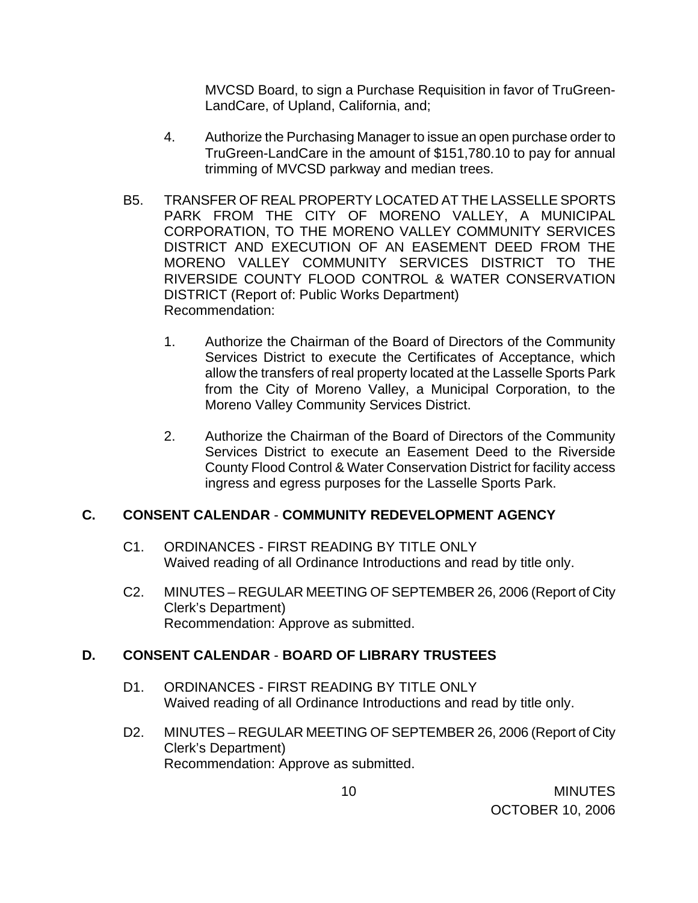MVCSD Board, to sign a Purchase Requisition in favor of TruGreen-LandCare, of Upland, California, and;

4. Authorize the Purchasing Manager to issue an open purchase order to TruGreen-LandCare in the amount of $151,780.10 to pay for annual trimming of MVCSD parkway and median trees.

B5. TRANSFER OF REAL PROPERTY LOCATED AT THE LASSELLE SPORTS PARK FROM THE CITY OF MORENO VALLEY, A MUNICIPAL CORPORATION, TO THE MORENO VALLEY COMMUNITY SERVICES DISTRICT AND EXECUTION OF AN EASEMENT DEED FROM THE MORENO VALLEY COMMUNITY SERVICES DISTRICT TO THE RIVERSIDE COUNTY FLOOD CONTROL & WATER CONSERVATION DISTRICT (Report of: Public Works Department)
Recommendation:

1. Authorize the Chairman of the Board of Directors of the Community Services District to execute the Certificates of Acceptance, which allow the transfers of real property located at the Lasselle Sports Park from the City of Moreno Valley, a Municipal Corporation, to the Moreno Valley Community Services District.

2. Authorize the Chairman of the Board of Directors of the Community Services District to execute an Easement Deed to the Riverside County Flood Control & Water Conservation District for facility access ingress and egress purposes for the Lasselle Sports Park.

## C. CONSENT CALENDAR - COMMUNITY REDEVELOPMENT AGENCY

C1. ORDINANCES - FIRST READING BY TITLE ONLY
Waived reading of all Ordinance Introductions and read by title only.

C2. MINUTES – REGULAR MEETING OF SEPTEMBER 26, 2006 (Report of City Clerk's Department)
Recommendation: Approve as submitted.

## D. CONSENT CALENDAR - BOARD OF LIBRARY TRUSTEES

D1. ORDINANCES - FIRST READING BY TITLE ONLY
Waived reading of all Ordinance Introductions and read by title only.

D2. MINUTES – REGULAR MEETING OF SEPTEMBER 26, 2006 (Report of City Clerk's Department)
Recommendation: Approve as submitted.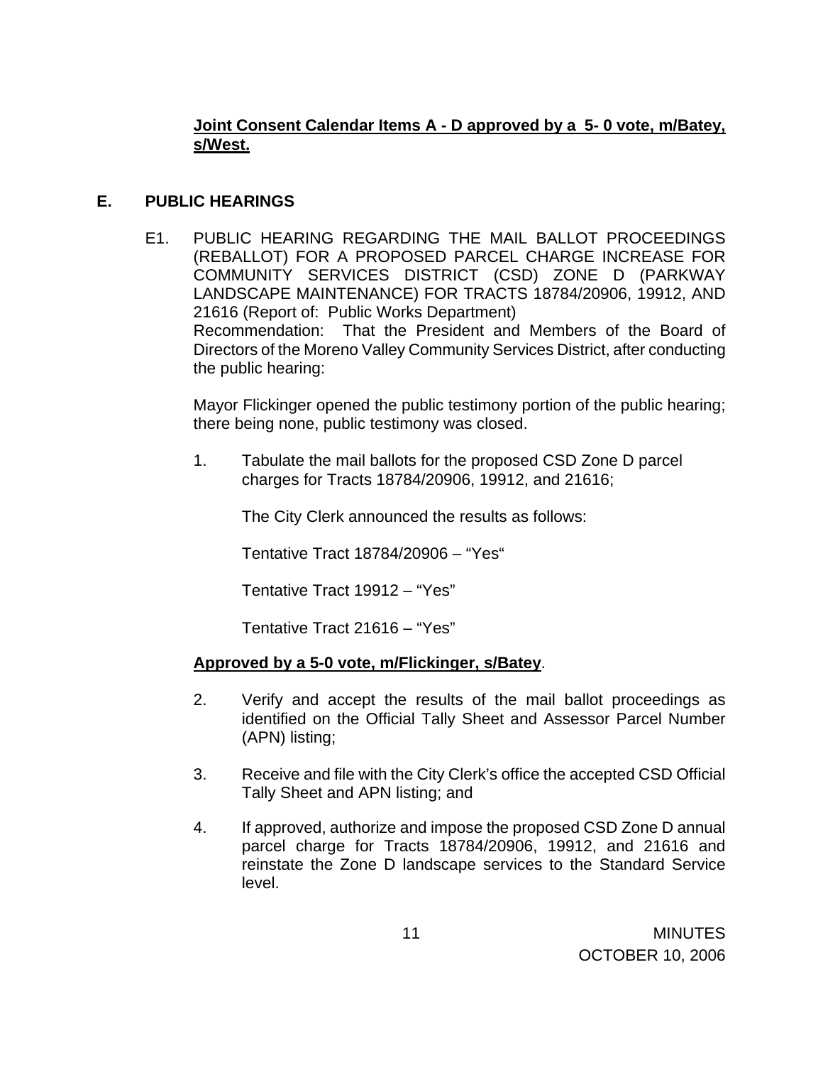**Joint Consent Calendar Items A - D approved by a 5- 0 vote, m/Batey, s/West.**

## E. PUBLIC HEARINGS

E1. PUBLIC HEARING REGARDING THE MAIL BALLOT PROCEEDINGS (REBALLOT) FOR A PROPOSED PARCEL CHARGE INCREASE FOR COMMUNITY SERVICES DISTRICT (CSD) ZONE D (PARKWAY LANDSCAPE MAINTENANCE) FOR TRACTS 18784/20906, 19912, AND 21616 (Report of: Public Works Department)
Recommendation: That the President and Members of the Board of Directors of the Moreno Valley Community Services District, after conducting the public hearing:

Mayor Flickinger opened the public testimony portion of the public hearing; there being none, public testimony was closed.

1. Tabulate the mail ballots for the proposed CSD Zone D parcel charges for Tracts 18784/20906, 19912, and 21616;

   The City Clerk announced the results as follows:

   Tentative Tract 18784/20906 – "Yes"

   Tentative Tract 19912 – "Yes"

   Tentative Tract 21616 – "Yes"

**Approved by a 5-0 vote, m/Flickinger, s/Batey**.

2. Verify and accept the results of the mail ballot proceedings as identified on the Official Tally Sheet and Assessor Parcel Number (APN) listing;

3. Receive and file with the City Clerk's office the accepted CSD Official Tally Sheet and APN listing; and

4. If approved, authorize and impose the proposed CSD Zone D annual parcel charge for Tracts 18784/20906, 19912, and 21616 and reinstate the Zone D landscape services to the Standard Service level.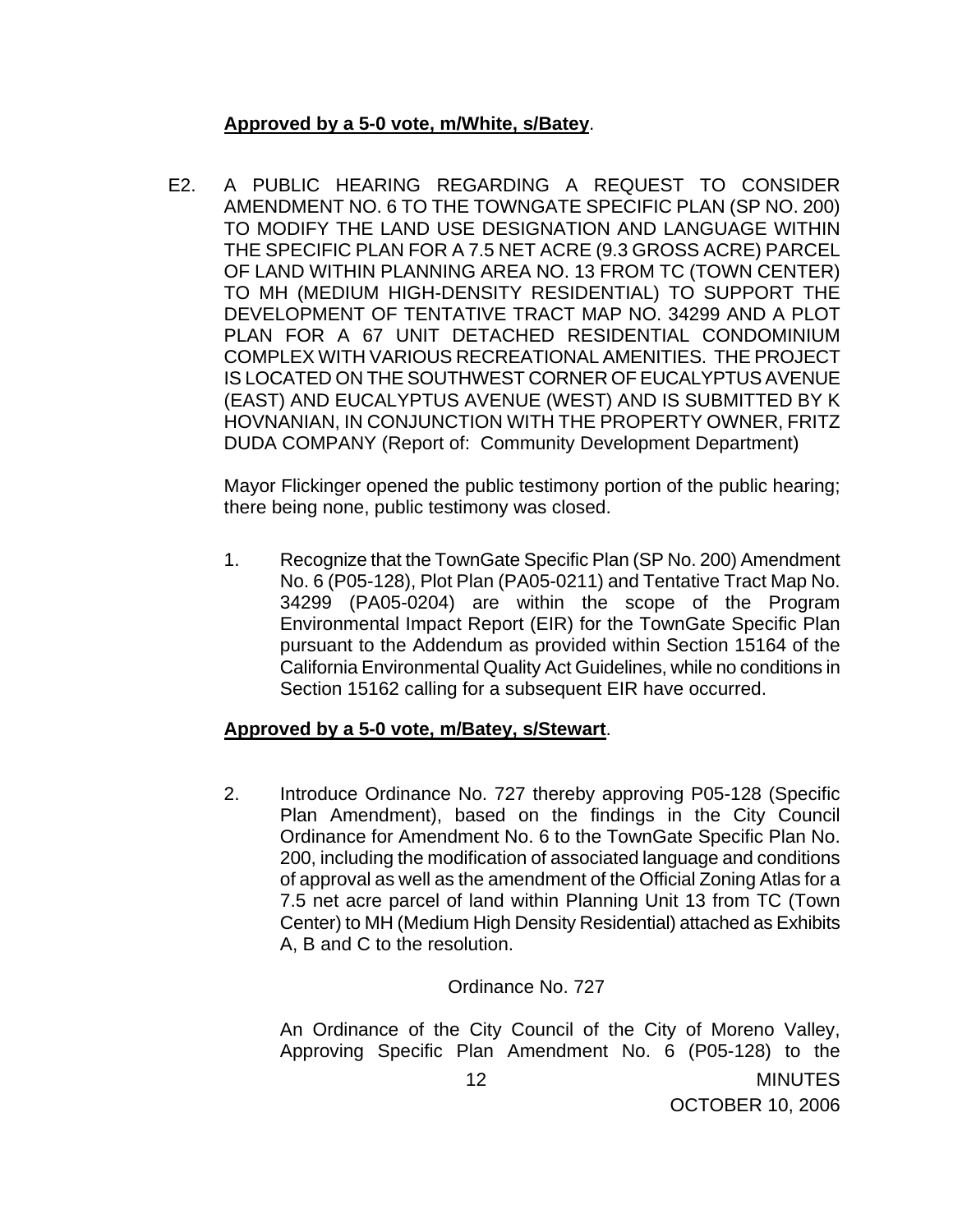**Approved by a 5-0 vote, m/White, s/Batey**.

E2. A PUBLIC HEARING REGARDING A REQUEST TO CONSIDER AMENDMENT NO. 6 TO THE TOWNGATE SPECIFIC PLAN (SP NO. 200) TO MODIFY THE LAND USE DESIGNATION AND LANGUAGE WITHIN THE SPECIFIC PLAN FOR A 7.5 NET ACRE (9.3 GROSS ACRE) PARCEL OF LAND WITHIN PLANNING AREA NO. 13 FROM TC (TOWN CENTER) TO MH (MEDIUM HIGH-DENSITY RESIDENTIAL) TO SUPPORT THE DEVELOPMENT OF TENTATIVE TRACT MAP NO. 34299 AND A PLOT PLAN FOR A 67 UNIT DETACHED RESIDENTIAL CONDOMINIUM COMPLEX WITH VARIOUS RECREATIONAL AMENITIES. THE PROJECT IS LOCATED ON THE SOUTHWEST CORNER OF EUCALYPTUS AVENUE (EAST) AND EUCALYPTUS AVENUE (WEST) AND IS SUBMITTED BY K HOVNANIAN, IN CONJUNCTION WITH THE PROPERTY OWNER, FRITZ DUDA COMPANY (Report of: Community Development Department)

Mayor Flickinger opened the public testimony portion of the public hearing; there being none, public testimony was closed.

1. Recognize that the TownGate Specific Plan (SP No. 200) Amendment No. 6 (P05-128), Plot Plan (PA05-0211) and Tentative Tract Map No. 34299 (PA05-0204) are within the scope of the Program Environmental Impact Report (EIR) for the TownGate Specific Plan pursuant to the Addendum as provided within Section 15164 of the California Environmental Quality Act Guidelines, while no conditions in Section 15162 calling for a subsequent EIR have occurred.

**Approved by a 5-0 vote, m/Batey, s/Stewart**.

2. Introduce Ordinance No. 727 thereby approving P05-128 (Specific Plan Amendment), based on the findings in the City Council Ordinance for Amendment No. 6 to the TownGate Specific Plan No. 200, including the modification of associated language and conditions of approval as well as the amendment of the Official Zoning Atlas for a 7.5 net acre parcel of land within Planning Unit 13 from TC (Town Center) to MH (Medium High Density Residential) attached as Exhibits A, B and C to the resolution.

Ordinance No. 727

An Ordinance of the City Council of the City of Moreno Valley, Approving Specific Plan Amendment No. 6 (P05-128) to the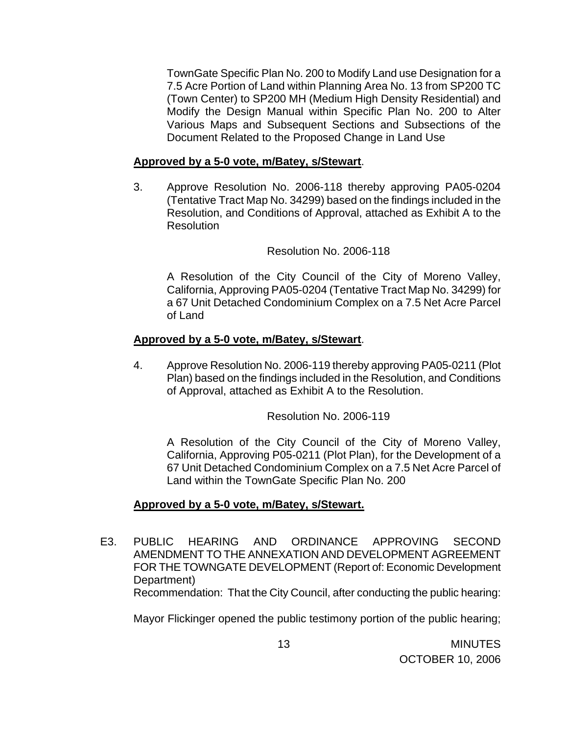TownGate Specific Plan No. 200 to Modify Land use Designation for a 7.5 Acre Portion of Land within Planning Area No. 13 from SP200 TC (Town Center) to SP200 MH (Medium High Density Residential) and Modify the Design Manual within Specific Plan No. 200 to Alter Various Maps and Subsequent Sections and Subsections of the Document Related to the Proposed Change in Land Use

**Approved by a 5-0 vote, m/Batey, s/Stewart**.

3. Approve Resolution No. 2006-118 thereby approving PA05-0204 (Tentative Tract Map No. 34299) based on the findings included in the Resolution, and Conditions of Approval, attached as Exhibit A to the Resolution

   Resolution No. 2006-118

   A Resolution of the City Council of the City of Moreno Valley, California, Approving PA05-0204 (Tentative Tract Map No. 34299) for a 67 Unit Detached Condominium Complex on a 7.5 Net Acre Parcel of Land

**Approved by a 5-0 vote, m/Batey, s/Stewart**.

4. Approve Resolution No. 2006-119 thereby approving PA05-0211 (Plot Plan) based on the findings included in the Resolution, and Conditions of Approval, attached as Exhibit A to the Resolution.

   Resolution No. 2006-119

   A Resolution of the City Council of the City of Moreno Valley, California, Approving P05-0211 (Plot Plan), for the Development of a 67 Unit Detached Condominium Complex on a 7.5 Net Acre Parcel of Land within the TownGate Specific Plan No. 200

**Approved by a 5-0 vote, m/Batey, s/Stewart.**

E3. PUBLIC HEARING AND ORDINANCE APPROVING SECOND AMENDMENT TO THE ANNEXATION AND DEVELOPMENT AGREEMENT FOR THE TOWNGATE DEVELOPMENT (Report of: Economic Development Department)
Recommendation: That the City Council, after conducting the public hearing:

Mayor Flickinger opened the public testimony portion of the public hearing;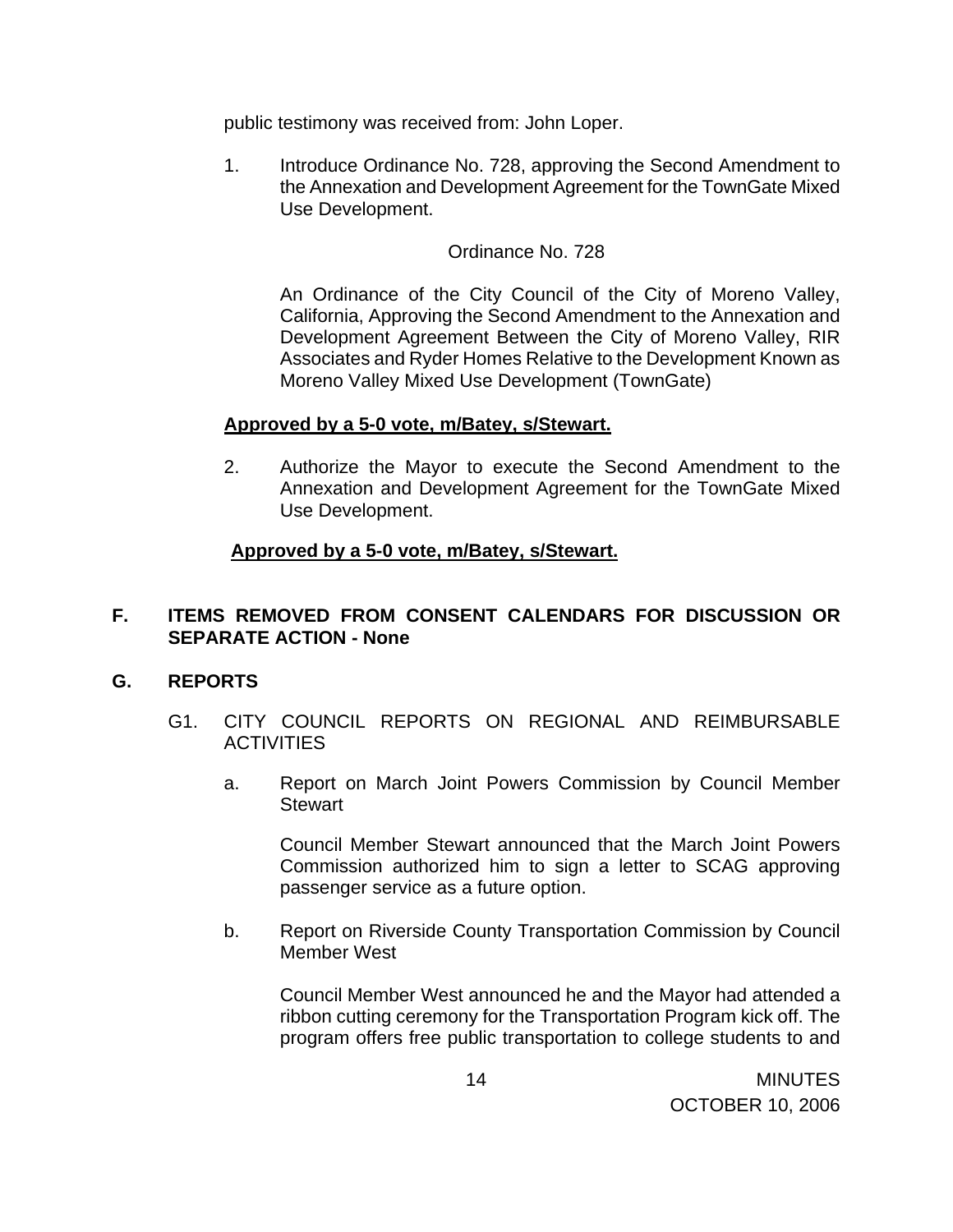public testimony was received from: John Loper.

1. Introduce Ordinance No. 728, approving the Second Amendment to the Annexation and Development Agreement for the TownGate Mixed Use Development.

   Ordinance No. 728

   An Ordinance of the City Council of the City of Moreno Valley, California, Approving the Second Amendment to the Annexation and Development Agreement Between the City of Moreno Valley, RIR Associates and Ryder Homes Relative to the Development Known as Moreno Valley Mixed Use Development (TownGate)

   **Approved by a 5-0 vote, m/Batey, s/Stewart.**

2. Authorize the Mayor to execute the Second Amendment to the Annexation and Development Agreement for the TownGate Mixed Use Development.

   **Approved by a 5-0 vote, m/Batey, s/Stewart.**

**F. ITEMS REMOVED FROM CONSENT CALENDARS FOR DISCUSSION OR SEPARATE ACTION - None**

**G. REPORTS**

G1. CITY COUNCIL REPORTS ON REGIONAL AND REIMBURSABLE ACTIVITIES

a. Report on March Joint Powers Commission by Council Member Stewart

   Council Member Stewart announced that the March Joint Powers Commission authorized him to sign a letter to SCAG approving passenger service as a future option.

b. Report on Riverside County Transportation Commission by Council Member West

   Council Member West announced he and the Mayor had attended a ribbon cutting ceremony for the Transportation Program kick off. The program offers free public transportation to college students to and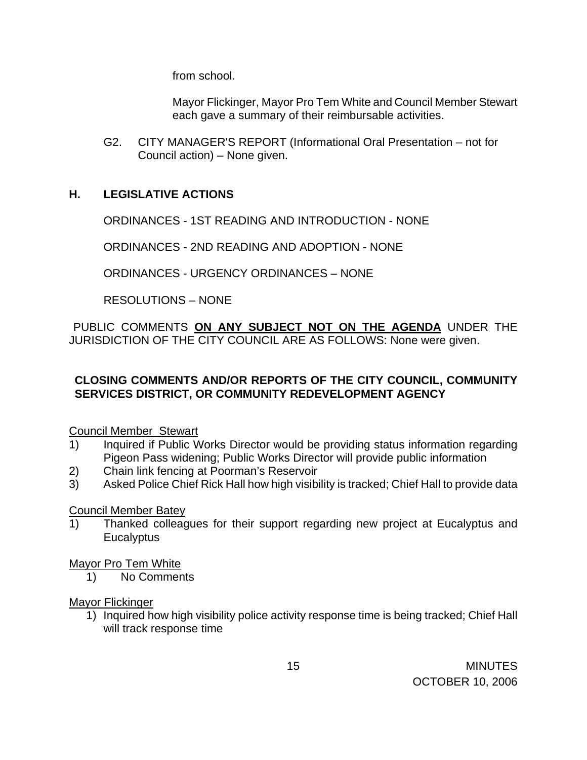from school.

Mayor Flickinger, Mayor Pro Tem White and Council Member Stewart each gave a summary of their reimbursable activities.

G2. CITY MANAGER'S REPORT (Informational Oral Presentation – not for Council action) – None given.

## H. LEGISLATIVE ACTIONS

ORDINANCES - 1ST READING AND INTRODUCTION - NONE

ORDINANCES - 2ND READING AND ADOPTION - NONE

ORDINANCES - URGENCY ORDINANCES – NONE

RESOLUTIONS – NONE

PUBLIC COMMENTS **ON ANY SUBJECT NOT ON THE AGENDA** UNDER THE JURISDICTION OF THE CITY COUNCIL ARE AS FOLLOWS: None were given.

**CLOSING COMMENTS AND/OR REPORTS OF THE CITY COUNCIL, COMMUNITY SERVICES DISTRICT, OR COMMUNITY REDEVELOPMENT AGENCY**

Council Member Stewart

1) Inquired if Public Works Director would be providing status information regarding Pigeon Pass widening; Public Works Director will provide public information
2) Chain link fencing at Poorman's Reservoir
3) Asked Police Chief Rick Hall how high visibility is tracked; Chief Hall to provide data

Council Member Batey

1) Thanked colleagues for their support regarding new project at Eucalyptus and Eucalyptus

Mayor Pro Tem White

1) No Comments

Mayor Flickinger

1) Inquired how high visibility police activity response time is being tracked; Chief Hall will track response time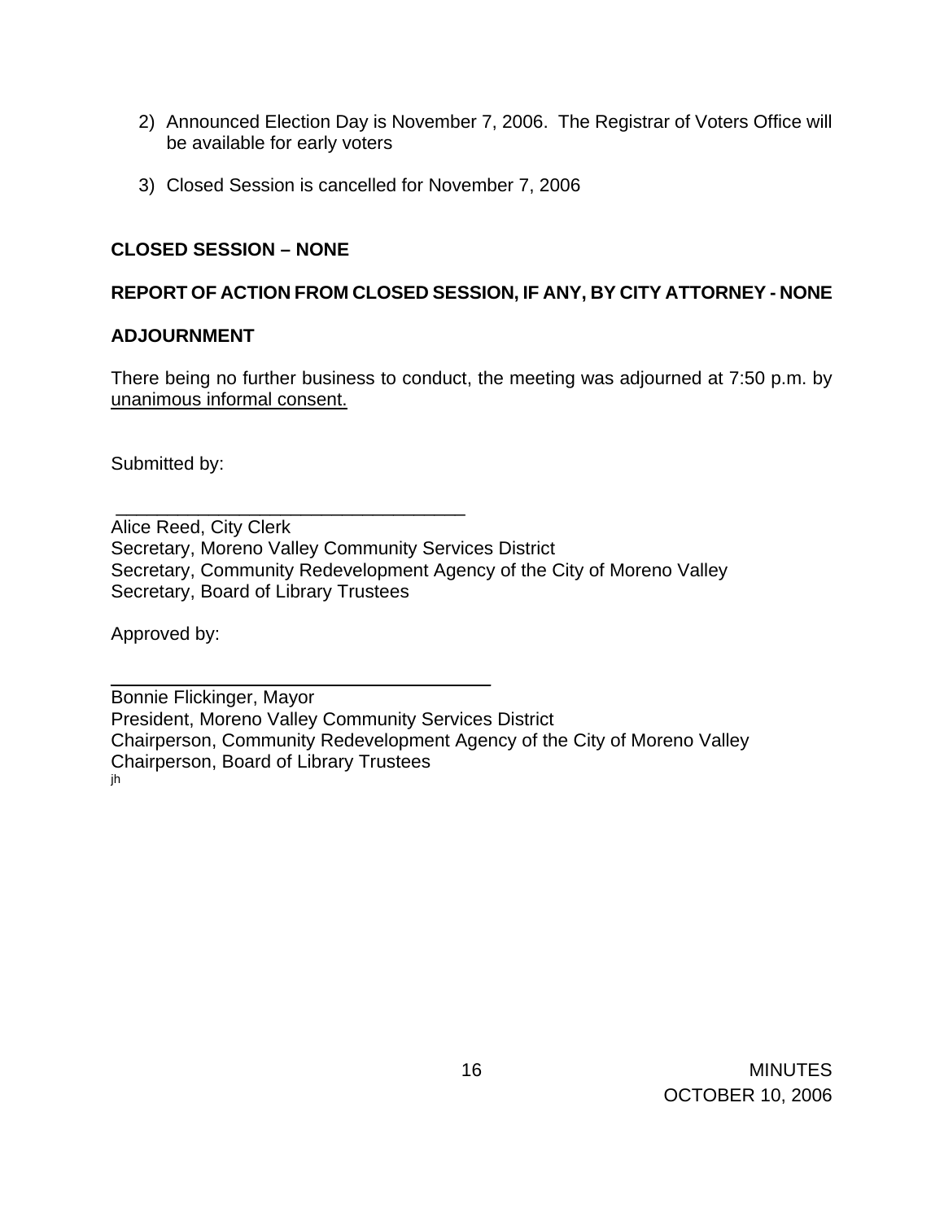2) Announced Election Day is November 7, 2006. The Registrar of Voters Office will be available for early voters

3) Closed Session is cancelled for November 7, 2006

**CLOSED SESSION – NONE**

**REPORT OF ACTION FROM CLOSED SESSION, IF ANY, BY CITY ATTORNEY - NONE**

**ADJOURNMENT**

There being no further business to conduct, the meeting was adjourned at 7:50 p.m. by unanimous informal consent.

Submitted by:

\_\_\_\_\_\_\_\_\_\_\_\_\_\_\_\_\_\_\_\_\_\_\_\_\_\_\_\_\_\_\_\_\_\_\_\_

Alice Reed, City Clerk
Secretary, Moreno Valley Community Services District
Secretary, Community Redevelopment Agency of the City of Moreno Valley
Secretary, Board of Library Trustees

Approved by:

\_\_\_\_\_\_\_\_\_\_\_\_\_\_\_\_\_\_\_\_\_\_\_\_\_\_\_\_\_\_\_\_\_\_\_\_

Bonnie Flickinger, Mayor
President, Moreno Valley Community Services District
Chairperson, Community Redevelopment Agency of the City of Moreno Valley
Chairperson, Board of Library Trustees
jh